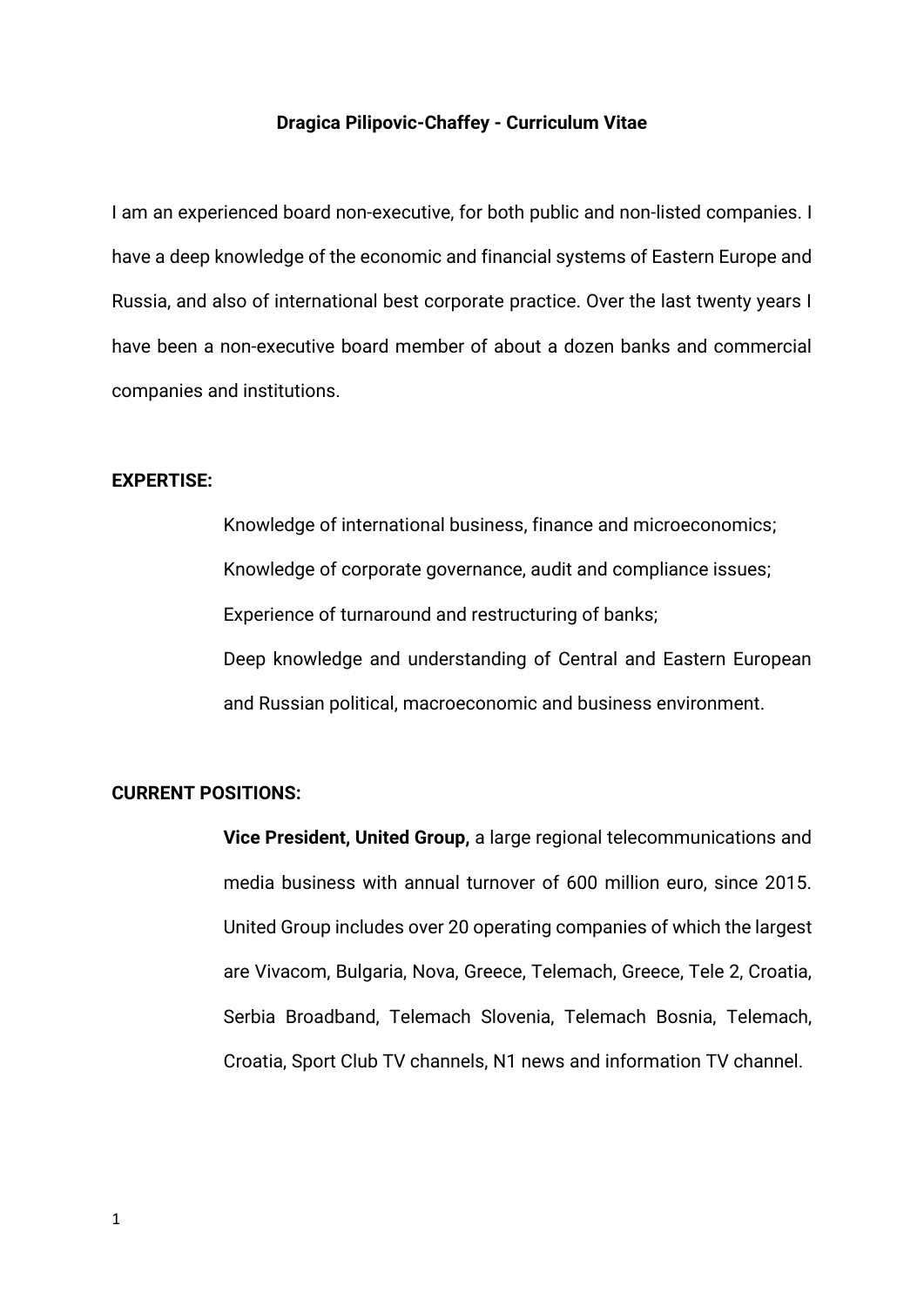**Dragica Pilipovic-Chaffey - Curriculum Vitae**

I am an experienced board non-executive, for both public and non-listed companies. I have a deep knowledge of the economic and financial systems of Eastern Europe and Russia, and also of international best corporate practice. Over the last twenty years I have been a non-executive board member of about a dozen banks and commercial companies and institutions.

**EXPERTISE:**

Knowledge of international business, finance and microeconomics;
Knowledge of corporate governance, audit and compliance issues;
Experience of turnaround and restructuring of banks;
Deep knowledge and understanding of Central and Eastern European and Russian political, macroeconomic and business environment.

**CURRENT POSITIONS:**

**Vice President, United Group,** a large regional telecommunications and media business with annual turnover of 600 million euro, since 2015. United Group includes over 20 operating companies of which the largest are Vivacom, Bulgaria, Nova, Greece, Telemach, Greece, Tele 2, Croatia, Serbia Broadband, Telemach Slovenia, Telemach Bosnia, Telemach, Croatia, Sport Club TV channels, N1 news and information TV channel.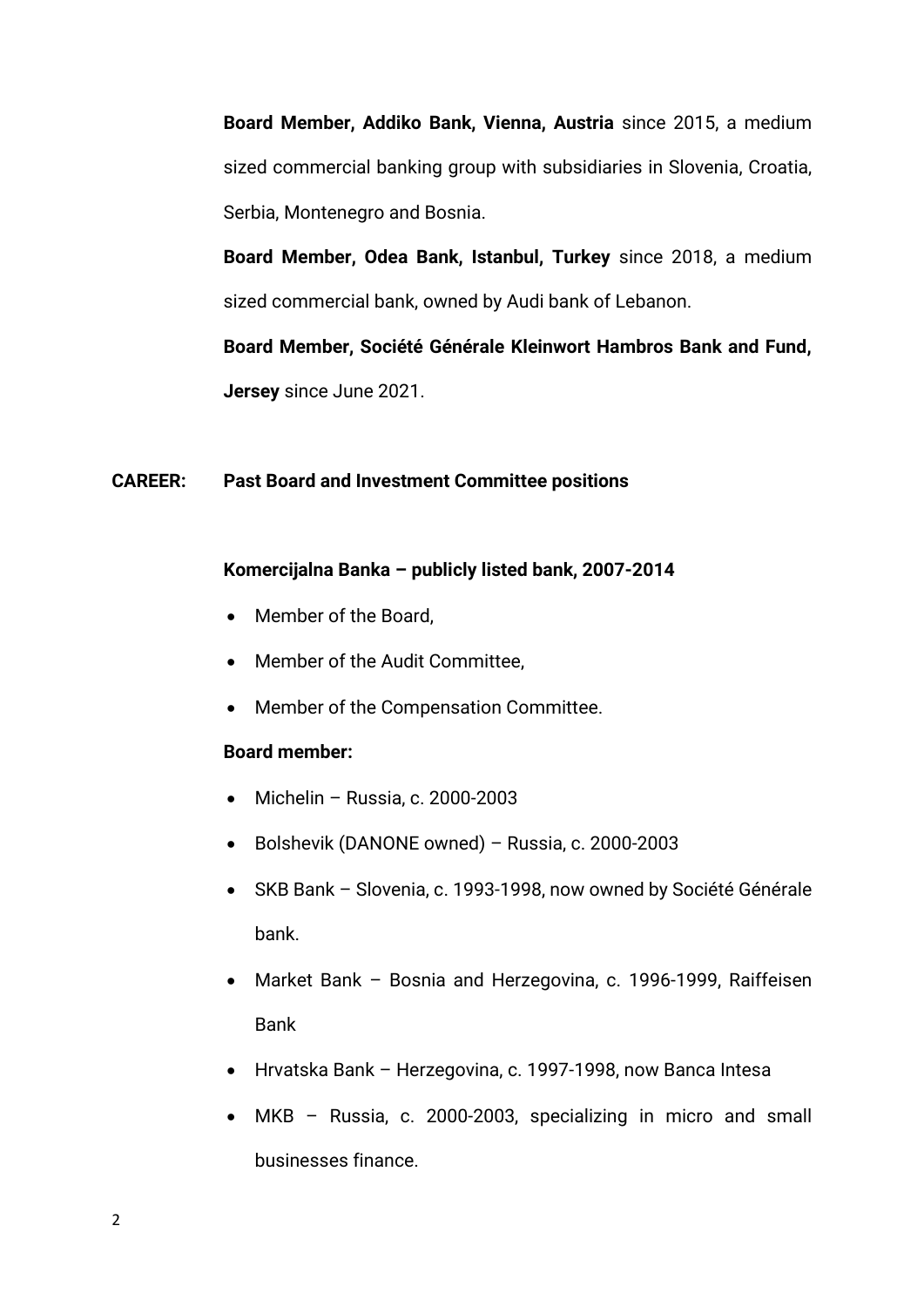**Board Member, Addiko Bank, Vienna, Austria** since 2015, a medium sized commercial banking group with subsidiaries in Slovenia, Croatia, Serbia, Montenegro and Bosnia.

**Board Member, Odea Bank, Istanbul, Turkey** since 2018, a medium sized commercial bank, owned by Audi bank of Lebanon.

**Board Member, Société Générale Kleinwort Hambros Bank and Fund, Jersey** since June 2021.

**CAREER: Past Board and Investment Committee positions**

**Komercijalna Banka – publicly listed bank, 2007-2014**

- Member of the Board,
- Member of the Audit Committee,
- Member of the Compensation Committee.

**Board member:**

- Michelin – Russia, c. 2000-2003
- Bolshevik (DANONE owned) – Russia, c. 2000-2003
- SKB Bank – Slovenia, c. 1993-1998, now owned by Société Générale bank.
- Market Bank – Bosnia and Herzegovina, c. 1996-1999, Raiffeisen Bank
- Hrvatska Bank – Herzegovina, c. 1997-1998, now Banca Intesa
- MKB – Russia, c. 2000-2003, specializing in micro and small businesses finance.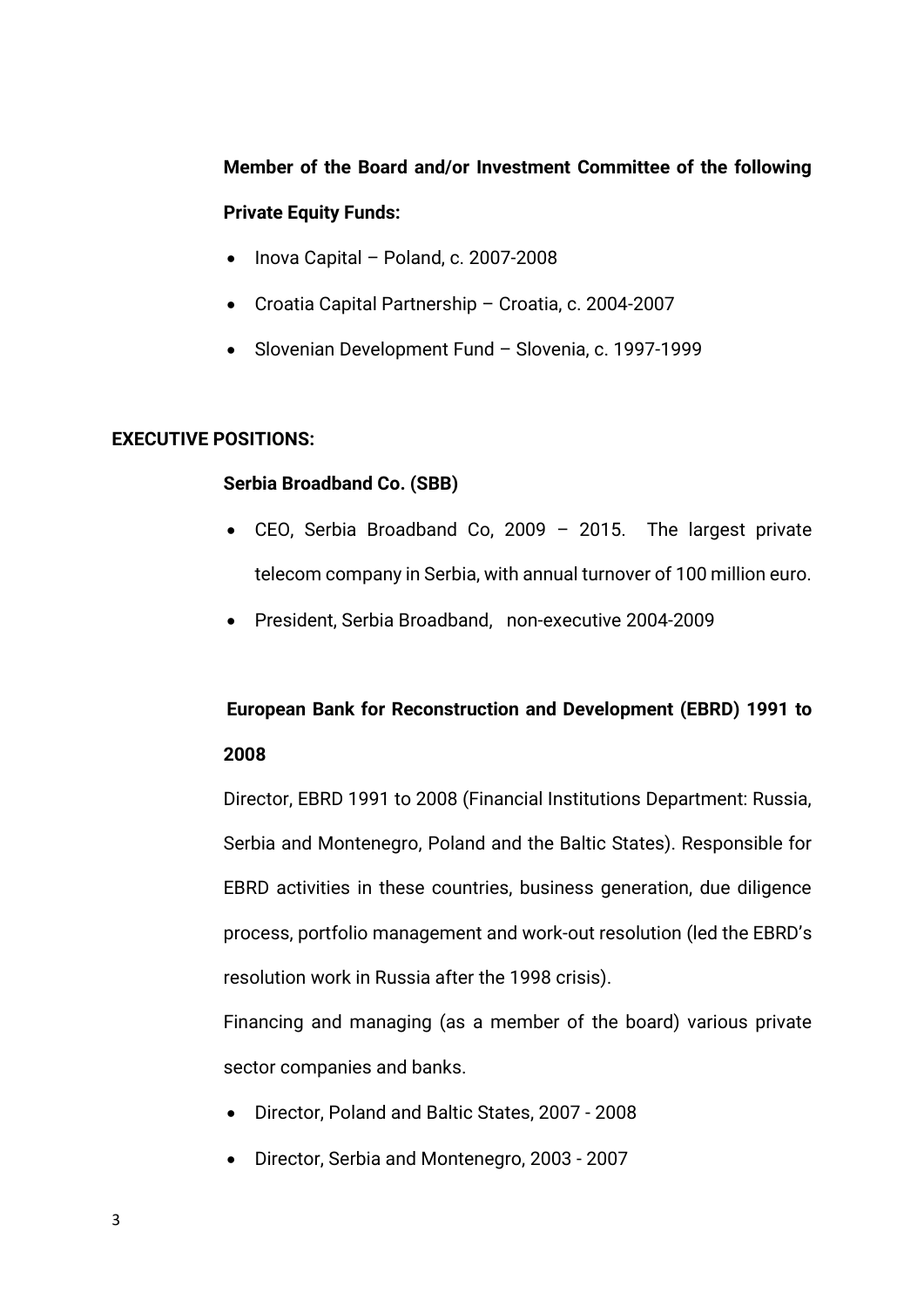**Member of the Board and/or Investment Committee of the following Private Equity Funds:**

- Inova Capital – Poland, c. 2007-2008
- Croatia Capital Partnership – Croatia, c. 2004-2007
- Slovenian Development Fund – Slovenia, c. 1997-1999

**EXECUTIVE POSITIONS:**

**Serbia Broadband Co. (SBB)**

- CEO, Serbia Broadband Co, 2009 – 2015. The largest private telecom company in Serbia, with annual turnover of 100 million euro.
- President, Serbia Broadband, non-executive 2004-2009

**European Bank for Reconstruction and Development (EBRD) 1991 to 2008**

Director, EBRD 1991 to 2008 (Financial Institutions Department: Russia, Serbia and Montenegro, Poland and the Baltic States). Responsible for EBRD activities in these countries, business generation, due diligence process, portfolio management and work-out resolution (led the EBRD's resolution work in Russia after the 1998 crisis).

Financing and managing (as a member of the board) various private sector companies and banks.

- Director, Poland and Baltic States, 2007 - 2008
- Director, Serbia and Montenegro, 2003 - 2007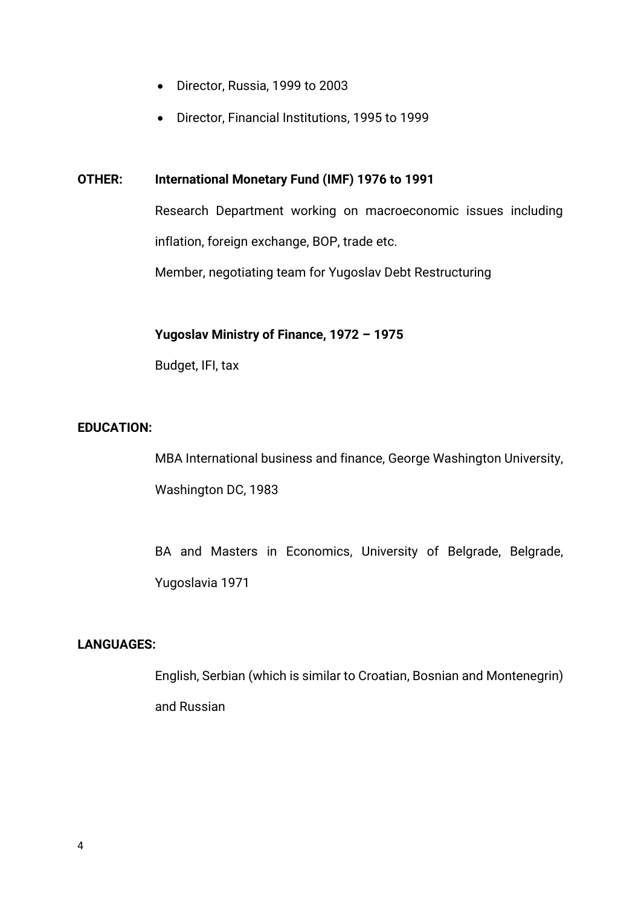- Director, Russia, 1999 to 2003
- Director, Financial Institutions, 1995 to 1999

**OTHER:** **International Monetary Fund (IMF) 1976 to 1991**

Research Department working on macroeconomic issues including inflation, foreign exchange, BOP, trade etc.

Member, negotiating team for Yugoslav Debt Restructuring

**Yugoslav Ministry of Finance, 1972 – 1975**

Budget, IFI, tax

**EDUCATION:**

MBA International business and finance, George Washington University, Washington DC, 1983

BA and Masters in Economics, University of Belgrade, Belgrade, Yugoslavia 1971

**LANGUAGES:**

English, Serbian (which is similar to Croatian, Bosnian and Montenegrin) and Russian